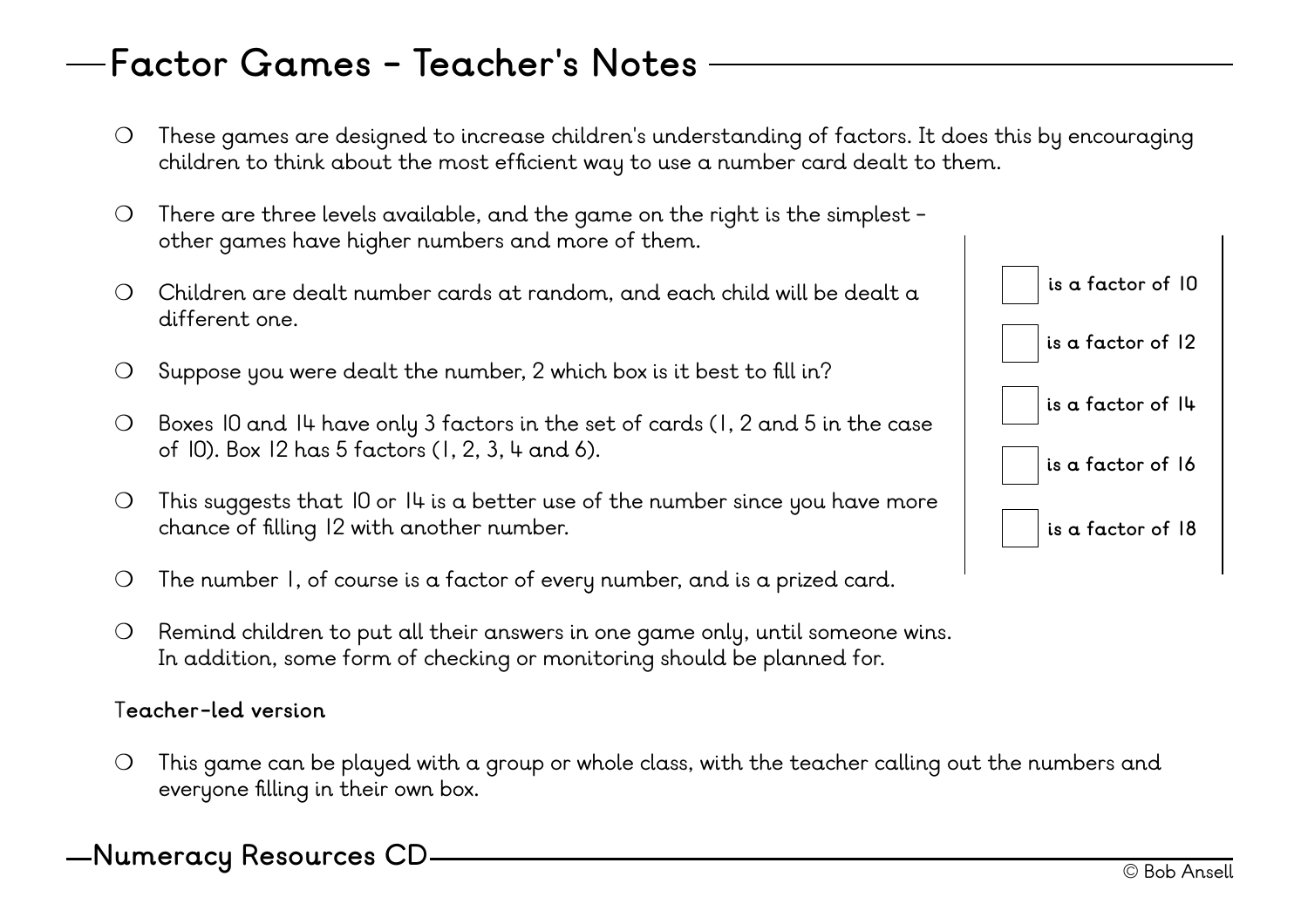# Factor Games - Teacher's Notes

- These games are designed to increase children's understanding of factors. It does this by encouraging children to think about the most efficient way to use a number card dealt to them.
- There are three levels available, and the game on the right is the simplest - other games have higher numbers and more of them.
- Children are dealt number cards at random, and each child will be dealt a different one.
- Suppose you were dealt the number, 2 which box is it best to fill in?
- Boxes 10 and 14 have only 3 factors in the set of cards (1, 2 and 5 in the case of 10). Box 12 has 5 factors (1, 2, 3, 4 and 6).
- This suggests that 10 or 14 is a better use of the number since you have more chance of filling 12 with another number.
- The number 1, of course is a factor of every number, and is a prized card.
- Remind children to put all their answers in one game only, until someone wins. In addition, some form of checking or monitoring should be planned for.

| | |
|---|---|
| ☐ | is a factor of 10 |
| ☐ | is a factor of 12 |
| ☐ | is a factor of 14 |
| ☐ | is a factor of 16 |
| ☐ | is a factor of 18 |

**Teacher-led version**

- This game can be played with a group or whole class, with the teacher calling out the numbers and everyone filling in their own box.

**Numeracy Resources CD**

© Bob Ansell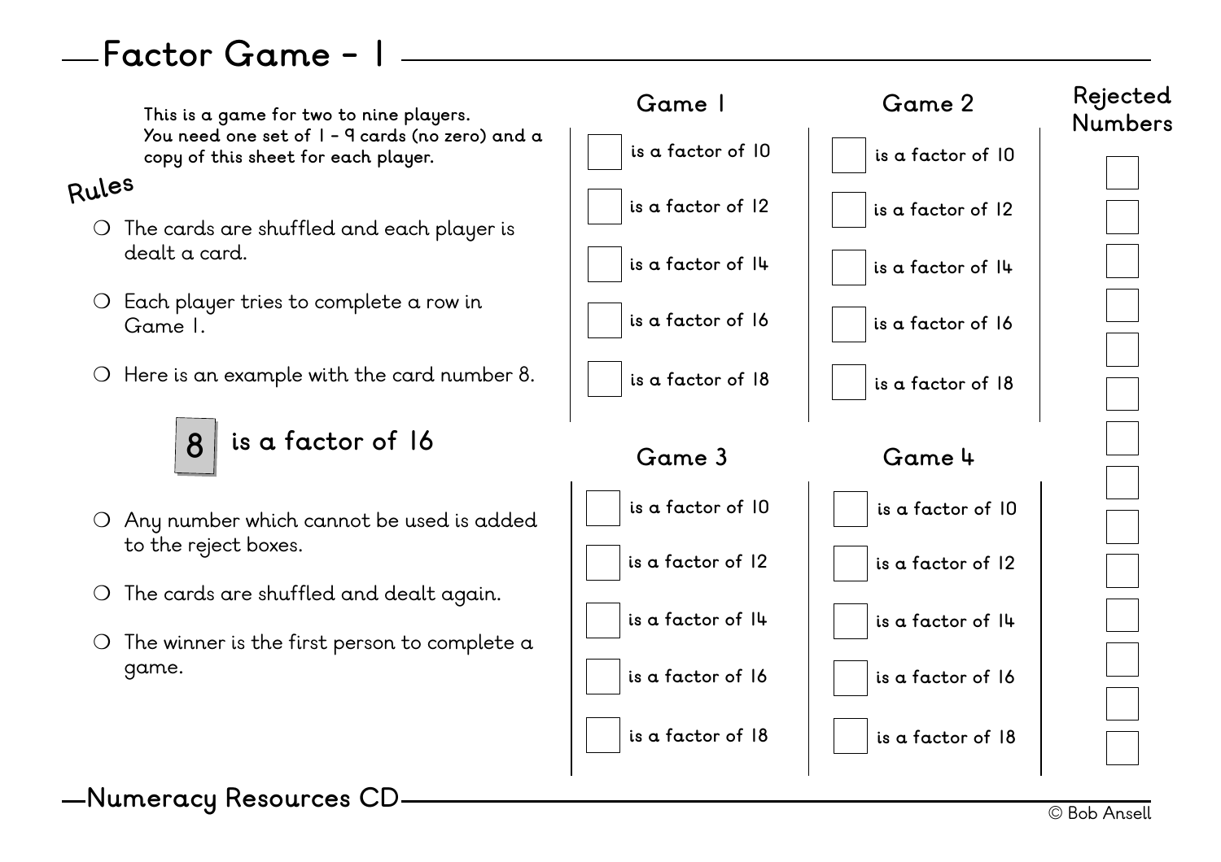# Factor Game - 1

This is a game for two to nine players. You need one set of 1 - 9 cards (no zero) and a copy of this sheet for each player.

## Rules

- The cards are shuffled and each player is dealt a card.
- Each player tries to complete a row in Game 1.
- Here is an example with the card number 8.

**8 is a factor of 16**

- Any number which cannot be used is added to the reject boxes.
- The cards are shuffled and dealt again.
- The winner is the first person to complete a game.

### Game 1

| | |
|---|---|
| ☐ | is a factor of 10 |
| ☐ | is a factor of 12 |
| ☐ | is a factor of 14 |
| ☐ | is a factor of 16 |
| ☐ | is a factor of 18 |

### Game 2

| | |
|---|---|
| ☐ | is a factor of 10 |
| ☐ | is a factor of 12 |
| ☐ | is a factor of 14 |
| ☐ | is a factor of 16 |
| ☐ | is a factor of 18 |

### Game 3

| | |
|---|---|
| ☐ | is a factor of 10 |
| ☐ | is a factor of 12 |
| ☐ | is a factor of 14 |
| ☐ | is a factor of 16 |
| ☐ | is a factor of 18 |

### Game 4

| | |
|---|---|
| ☐ | is a factor of 10 |
| ☐ | is a factor of 12 |
| ☐ | is a factor of 14 |
| ☐ | is a factor of 16 |
| ☐ | is a factor of 18 |

### Rejected Numbers

☐ ☐ ☐ ☐ ☐ ☐ ☐ ☐ ☐ ☐ ☐ ☐ ☐ ☐

Numeracy Resources CD

© Bob Ansell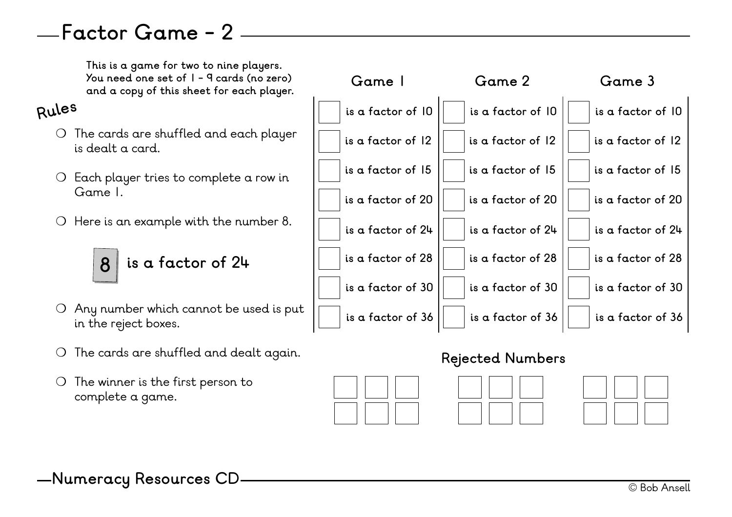# Factor Game - 2

This is a game for two to nine players.
You need one set of 1 - 9 cards (no zero)
and a copy of this sheet for each player.

## Rules

- The cards are shuffled and each player is dealt a card.
- Each player tries to complete a row in Game 1.
- Here is an example with the number 8.

  **8** is a factor of 24

- Any number which cannot be used is put in the reject boxes.
- The cards are shuffled and dealt again.
- The winner is the first person to complete a game.

| Game 1 | Game 2 | Game 3 |
|---|---|---|
| ☐ is a factor of 10 | ☐ is a factor of 10 | ☐ is a factor of 10 |
| ☐ is a factor of 12 | ☐ is a factor of 12 | ☐ is a factor of 12 |
| ☐ is a factor of 15 | ☐ is a factor of 15 | ☐ is a factor of 15 |
| ☐ is a factor of 20 | ☐ is a factor of 20 | ☐ is a factor of 20 |
| ☐ is a factor of 24 | ☐ is a factor of 24 | ☐ is a factor of 24 |
| ☐ is a factor of 28 | ☐ is a factor of 28 | ☐ is a factor of 28 |
| ☐ is a factor of 30 | ☐ is a factor of 30 | ☐ is a factor of 30 |
| ☐ is a factor of 36 | ☐ is a factor of 36 | ☐ is a factor of 36 |

### Rejected Numbers

| Game 1 | | | Game 2 | | | Game 3 | | |
|---|---|---|---|---|---|---|---|---|
| ☐ | ☐ | ☐ | ☐ | ☐ | ☐ | ☐ | ☐ | ☐ |
| ☐ | ☐ | ☐ | ☐ | ☐ | ☐ | ☐ | ☐ | ☐ |

Numeracy Resources CD

© Bob Ansell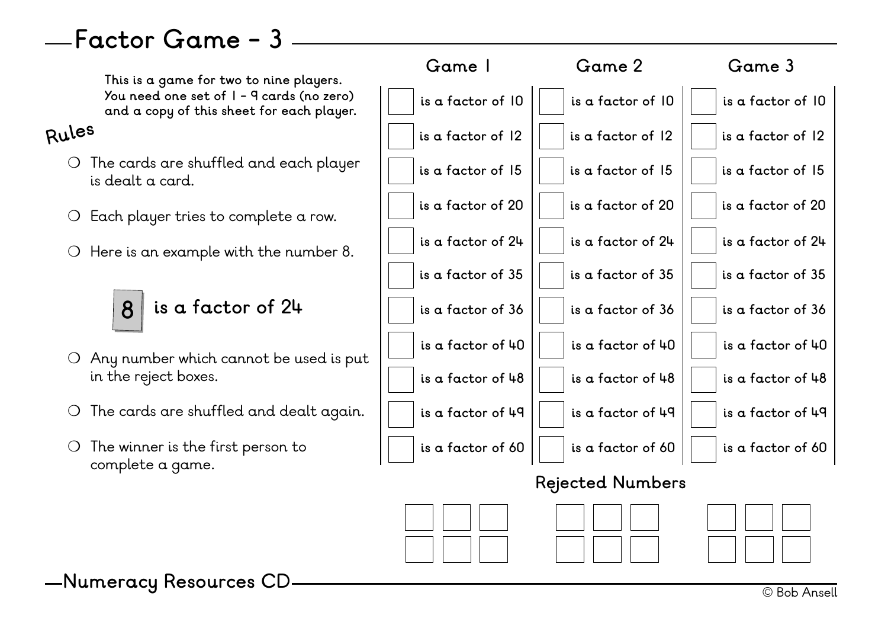# Factor Game - 3

This is a game for two to nine players.
You need one set of 1 - 9 cards (no zero) and a copy of this sheet for each player.

## Rules

- The cards are shuffled and each player is dealt a card.
- Each player tries to complete a row.
- Here is an example with the number 8.

**8 is a factor of 24**

- Any number which cannot be used is put in the reject boxes.
- The cards are shuffled and dealt again.
- The winner is the first person to complete a game.

| Game 1 | Game 2 | Game 3 |
|---|---|---|
| ☐ is a factor of 10 | ☐ is a factor of 10 | ☐ is a factor of 10 |
| ☐ is a factor of 12 | ☐ is a factor of 12 | ☐ is a factor of 12 |
| ☐ is a factor of 15 | ☐ is a factor of 15 | ☐ is a factor of 15 |
| ☐ is a factor of 20 | ☐ is a factor of 20 | ☐ is a factor of 20 |
| ☐ is a factor of 24 | ☐ is a factor of 24 | ☐ is a factor of 24 |
| ☐ is a factor of 35 | ☐ is a factor of 35 | ☐ is a factor of 35 |
| ☐ is a factor of 36 | ☐ is a factor of 36 | ☐ is a factor of 36 |
| ☐ is a factor of 40 | ☐ is a factor of 40 | ☐ is a factor of 40 |
| ☐ is a factor of 48 | ☐ is a factor of 48 | ☐ is a factor of 48 |
| ☐ is a factor of 49 | ☐ is a factor of 49 | ☐ is a factor of 49 |
| ☐ is a factor of 60 | ☐ is a factor of 60 | ☐ is a factor of 60 |

### Rejected Numbers

| Game 1 | Game 2 | Game 3 |
|---|---|---|
| ☐ ☐ ☐ | ☐ ☐ ☐ | ☐ ☐ ☐ |
| ☐ ☐ ☐ | ☐ ☐ ☐ | ☐ ☐ ☐ |

Numeracy Resources CD

© Bob Ansell